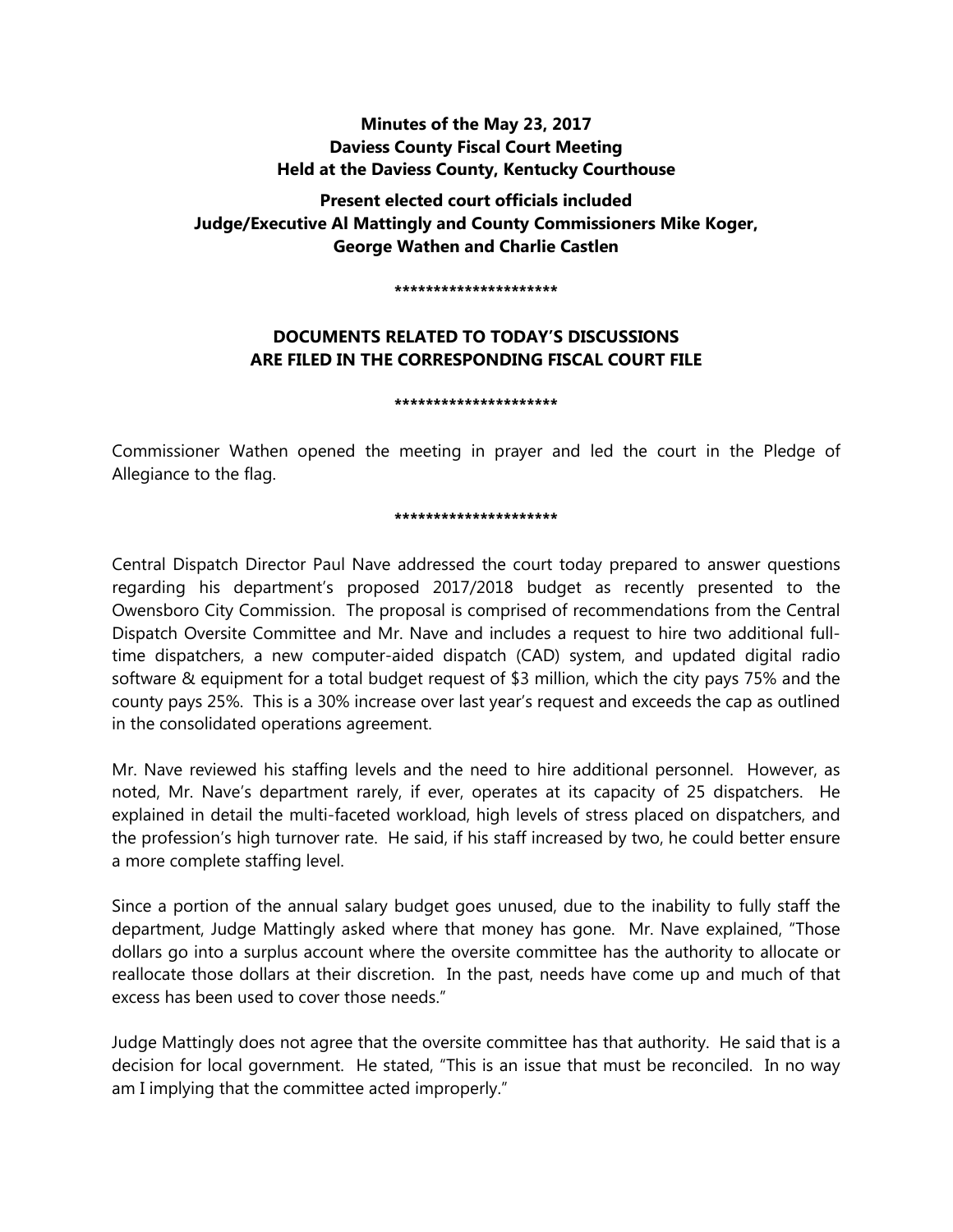**Minutes of the May 23, 2017**
**Daviess County Fiscal Court Meeting**
**Held at the Daviess County, Kentucky Courthouse**

**Present elected court officials included**
**Judge/Executive Al Mattingly and County Commissioners Mike Koger, George Wathen and Charlie Castlen**

*********************

**DOCUMENTS RELATED TO TODAY'S DISCUSSIONS ARE FILED IN THE CORRESPONDING FISCAL COURT FILE**

*********************

Commissioner Wathen opened the meeting in prayer and led the court in the Pledge of Allegiance to the flag.

*********************

Central Dispatch Director Paul Nave addressed the court today prepared to answer questions regarding his department's proposed 2017/2018 budget as recently presented to the Owensboro City Commission. The proposal is comprised of recommendations from the Central Dispatch Oversite Committee and Mr. Nave and includes a request to hire two additional full-time dispatchers, a new computer-aided dispatch (CAD) system, and updated digital radio software & equipment for a total budget request of $3 million, which the city pays 75% and the county pays 25%. This is a 30% increase over last year's request and exceeds the cap as outlined in the consolidated operations agreement.

Mr. Nave reviewed his staffing levels and the need to hire additional personnel. However, as noted, Mr. Nave's department rarely, if ever, operates at its capacity of 25 dispatchers. He explained in detail the multi-faceted workload, high levels of stress placed on dispatchers, and the profession's high turnover rate. He said, if his staff increased by two, he could better ensure a more complete staffing level.

Since a portion of the annual salary budget goes unused, due to the inability to fully staff the department, Judge Mattingly asked where that money has gone. Mr. Nave explained, "Those dollars go into a surplus account where the oversite committee has the authority to allocate or reallocate those dollars at their discretion. In the past, needs have come up and much of that excess has been used to cover those needs."

Judge Mattingly does not agree that the oversite committee has that authority. He said that is a decision for local government. He stated, "This is an issue that must be reconciled. In no way am I implying that the committee acted improperly."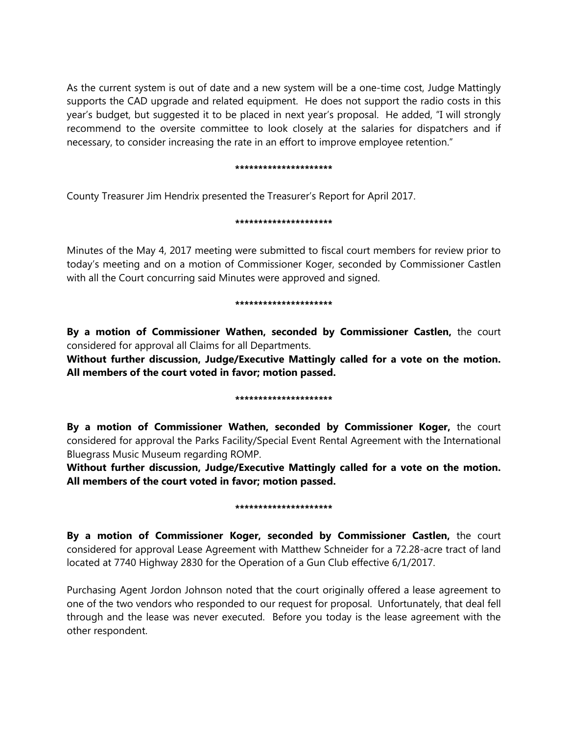As the current system is out of date and a new system will be a one-time cost, Judge Mattingly supports the CAD upgrade and related equipment. He does not support the radio costs in this year's budget, but suggested it to be placed in next year's proposal. He added, "I will strongly recommend to the oversite committee to look closely at the salaries for dispatchers and if necessary, to consider increasing the rate in an effort to improve employee retention."

*********************

County Treasurer Jim Hendrix presented the Treasurer's Report for April 2017.

*********************

Minutes of the May 4, 2017 meeting were submitted to fiscal court members for review prior to today's meeting and on a motion of Commissioner Koger, seconded by Commissioner Castlen with all the Court concurring said Minutes were approved and signed.

*********************

**By a motion of Commissioner Wathen, seconded by Commissioner Castlen,** the court considered for approval all Claims for all Departments.
**Without further discussion, Judge/Executive Mattingly called for a vote on the motion. All members of the court voted in favor; motion passed.**

*********************

**By a motion of Commissioner Wathen, seconded by Commissioner Koger,** the court considered for approval the Parks Facility/Special Event Rental Agreement with the International Bluegrass Music Museum regarding ROMP.
**Without further discussion, Judge/Executive Mattingly called for a vote on the motion. All members of the court voted in favor; motion passed.**

*********************

**By a motion of Commissioner Koger, seconded by Commissioner Castlen,** the court considered for approval Lease Agreement with Matthew Schneider for a 72.28-acre tract of land located at 7740 Highway 2830 for the Operation of a Gun Club effective 6/1/2017.

Purchasing Agent Jordon Johnson noted that the court originally offered a lease agreement to one of the two vendors who responded to our request for proposal. Unfortunately, that deal fell through and the lease was never executed. Before you today is the lease agreement with the other respondent.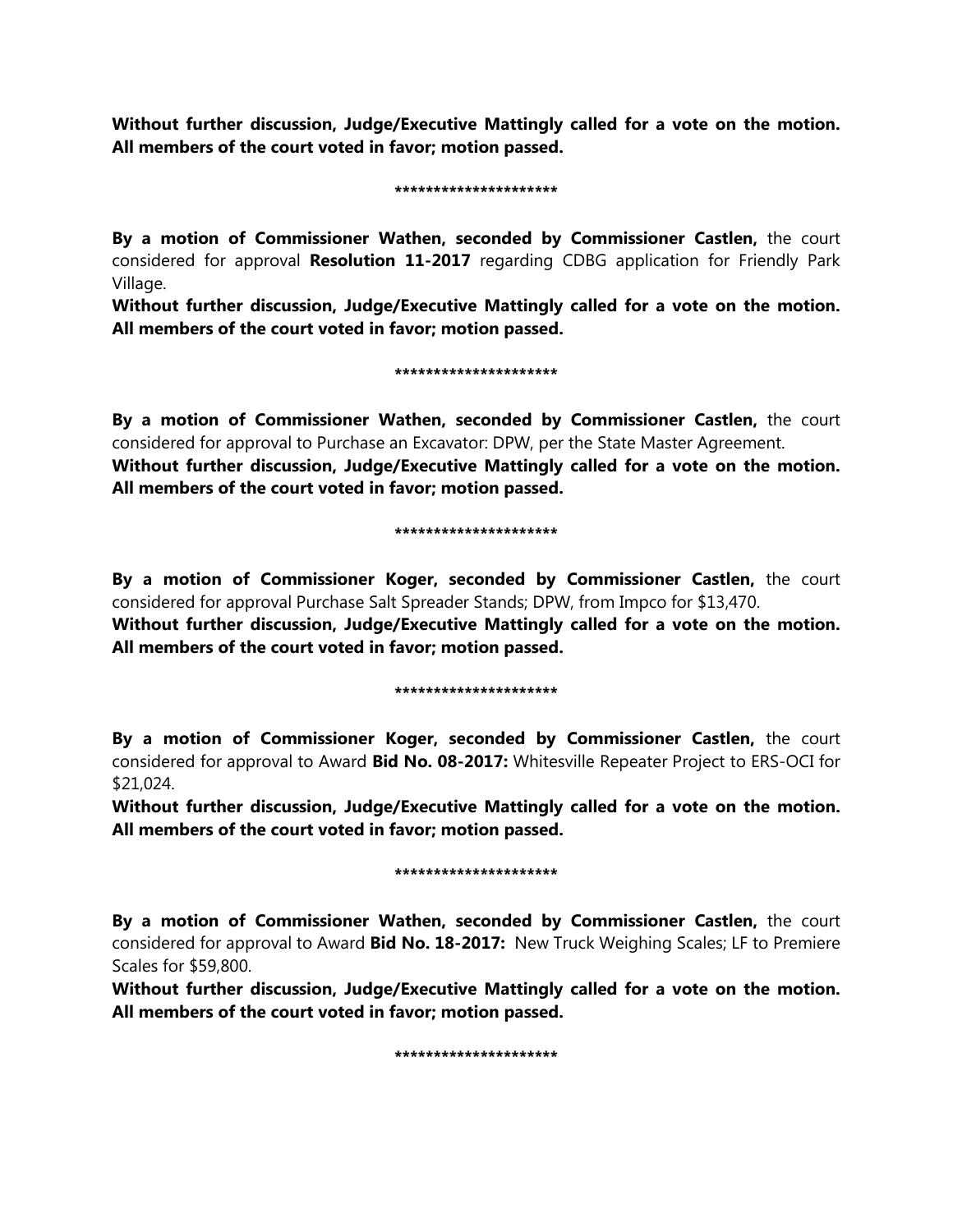**Without further discussion, Judge/Executive Mattingly called for a vote on the motion. All members of the court voted in favor; motion passed.**

*********************

**By a motion of Commissioner Wathen, seconded by Commissioner Castlen,** the court considered for approval **Resolution 11-2017** regarding CDBG application for Friendly Park Village.

**Without further discussion, Judge/Executive Mattingly called for a vote on the motion. All members of the court voted in favor; motion passed.**

*********************

**By a motion of Commissioner Wathen, seconded by Commissioner Castlen,** the court considered for approval to Purchase an Excavator: DPW, per the State Master Agreement.

**Without further discussion, Judge/Executive Mattingly called for a vote on the motion. All members of the court voted in favor; motion passed.**

*********************

**By a motion of Commissioner Koger, seconded by Commissioner Castlen,** the court considered for approval Purchase Salt Spreader Stands; DPW, from Impco for $13,470.

**Without further discussion, Judge/Executive Mattingly called for a vote on the motion. All members of the court voted in favor; motion passed.**

*********************

**By a motion of Commissioner Koger, seconded by Commissioner Castlen,** the court considered for approval to Award **Bid No. 08-2017:** Whitesville Repeater Project to ERS-OCI for $21,024.

**Without further discussion, Judge/Executive Mattingly called for a vote on the motion. All members of the court voted in favor; motion passed.**

*********************

**By a motion of Commissioner Wathen, seconded by Commissioner Castlen,** the court considered for approval to Award **Bid No. 18-2017:** New Truck Weighing Scales; LF to Premiere Scales for $59,800.

**Without further discussion, Judge/Executive Mattingly called for a vote on the motion. All members of the court voted in favor; motion passed.**

*********************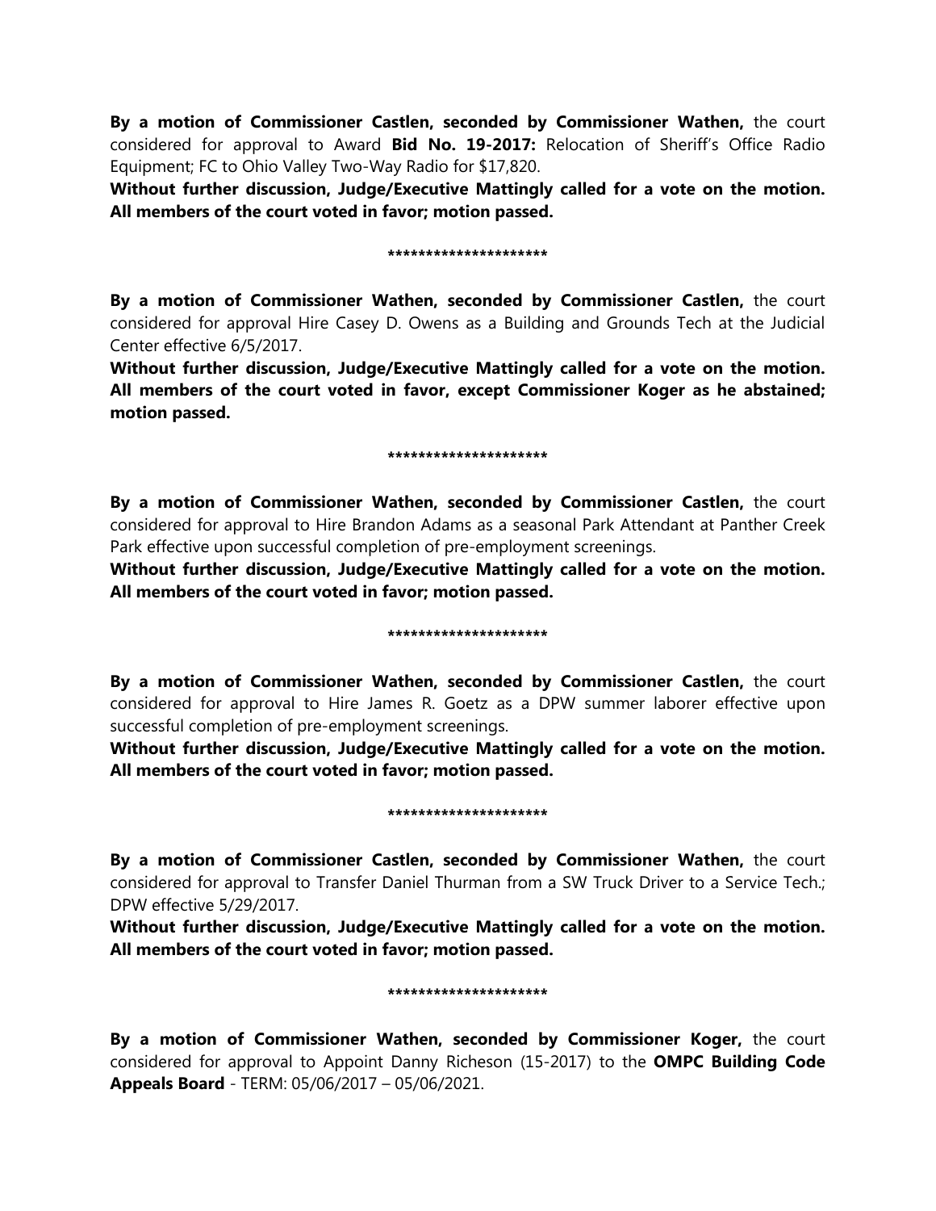**By a motion of Commissioner Castlen, seconded by Commissioner Wathen,** the court considered for approval to Award **Bid No. 19-2017:** Relocation of Sheriff's Office Radio Equipment; FC to Ohio Valley Two-Way Radio for $17,820.

**Without further discussion, Judge/Executive Mattingly called for a vote on the motion. All members of the court voted in favor; motion passed.**

*********************

**By a motion of Commissioner Wathen, seconded by Commissioner Castlen,** the court considered for approval Hire Casey D. Owens as a Building and Grounds Tech at the Judicial Center effective 6/5/2017.

**Without further discussion, Judge/Executive Mattingly called for a vote on the motion. All members of the court voted in favor, except Commissioner Koger as he abstained; motion passed.**

*********************

**By a motion of Commissioner Wathen, seconded by Commissioner Castlen,** the court considered for approval to Hire Brandon Adams as a seasonal Park Attendant at Panther Creek Park effective upon successful completion of pre-employment screenings.

**Without further discussion, Judge/Executive Mattingly called for a vote on the motion. All members of the court voted in favor; motion passed.**

*********************

**By a motion of Commissioner Wathen, seconded by Commissioner Castlen,** the court considered for approval to Hire James R. Goetz as a DPW summer laborer effective upon successful completion of pre-employment screenings.

**Without further discussion, Judge/Executive Mattingly called for a vote on the motion. All members of the court voted in favor; motion passed.**

*********************

**By a motion of Commissioner Castlen, seconded by Commissioner Wathen,** the court considered for approval to Transfer Daniel Thurman from a SW Truck Driver to a Service Tech.; DPW effective 5/29/2017.

**Without further discussion, Judge/Executive Mattingly called for a vote on the motion. All members of the court voted in favor; motion passed.**

*********************

**By a motion of Commissioner Wathen, seconded by Commissioner Koger,** the court considered for approval to Appoint Danny Richeson (15-2017) to the **OMPC Building Code Appeals Board** - TERM: 05/06/2017 – 05/06/2021.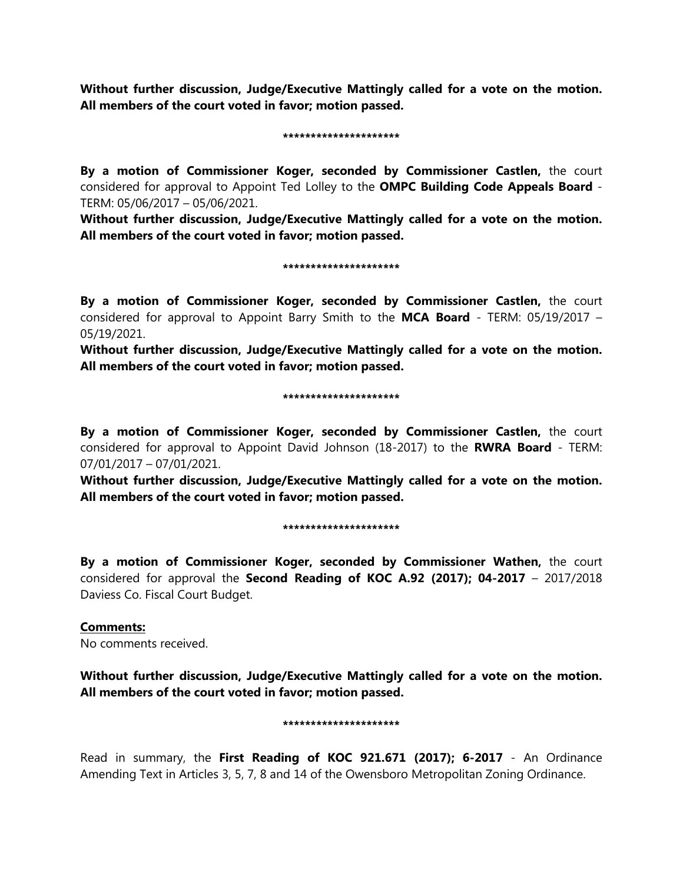**Without further discussion, Judge/Executive Mattingly called for a vote on the motion. All members of the court voted in favor; motion passed.**

*********************

**By a motion of Commissioner Koger, seconded by Commissioner Castlen,** the court considered for approval to Appoint Ted Lolley to the **OMPC Building Code Appeals Board** - TERM: 05/06/2017 – 05/06/2021.

**Without further discussion, Judge/Executive Mattingly called for a vote on the motion. All members of the court voted in favor; motion passed.**

*********************

**By a motion of Commissioner Koger, seconded by Commissioner Castlen,** the court considered for approval to Appoint Barry Smith to the **MCA Board** - TERM: 05/19/2017 – 05/19/2021.

**Without further discussion, Judge/Executive Mattingly called for a vote on the motion. All members of the court voted in favor; motion passed.**

*********************

**By a motion of Commissioner Koger, seconded by Commissioner Castlen,** the court considered for approval to Appoint David Johnson (18-2017) to the **RWRA Board** - TERM: 07/01/2017 – 07/01/2021.

**Without further discussion, Judge/Executive Mattingly called for a vote on the motion. All members of the court voted in favor; motion passed.**

*********************

**By a motion of Commissioner Koger, seconded by Commissioner Wathen,** the court considered for approval the **Second Reading of KOC A.92 (2017); 04-2017** – 2017/2018 Daviess Co. Fiscal Court Budget.

**Comments:**

No comments received.

**Without further discussion, Judge/Executive Mattingly called for a vote on the motion. All members of the court voted in favor; motion passed.**

*********************

Read in summary, the **First Reading of KOC 921.671 (2017); 6-2017** - An Ordinance Amending Text in Articles 3, 5, 7, 8 and 14 of the Owensboro Metropolitan Zoning Ordinance.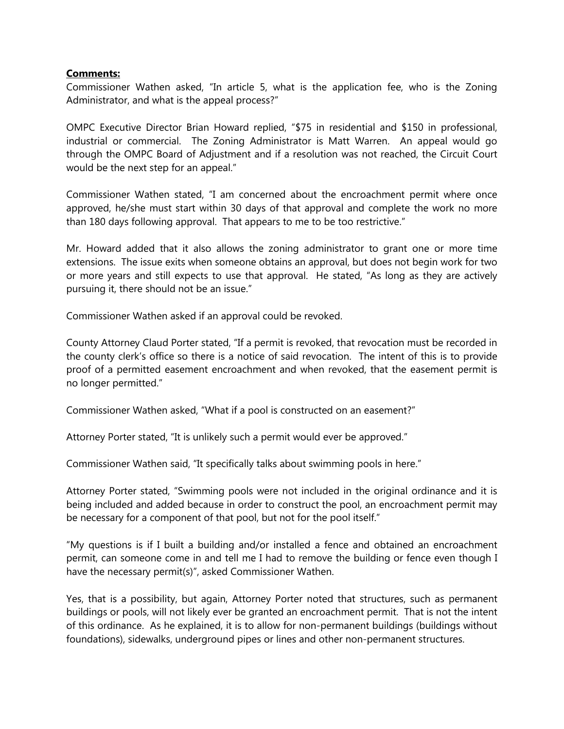**Comments:**

Commissioner Wathen asked, "In article 5, what is the application fee, who is the Zoning Administrator, and what is the appeal process?"

OMPC Executive Director Brian Howard replied, "$75 in residential and $150 in professional, industrial or commercial. The Zoning Administrator is Matt Warren. An appeal would go through the OMPC Board of Adjustment and if a resolution was not reached, the Circuit Court would be the next step for an appeal."

Commissioner Wathen stated, "I am concerned about the encroachment permit where once approved, he/she must start within 30 days of that approval and complete the work no more than 180 days following approval. That appears to me to be too restrictive."

Mr. Howard added that it also allows the zoning administrator to grant one or more time extensions. The issue exits when someone obtains an approval, but does not begin work for two or more years and still expects to use that approval. He stated, "As long as they are actively pursuing it, there should not be an issue."

Commissioner Wathen asked if an approval could be revoked.

County Attorney Claud Porter stated, "If a permit is revoked, that revocation must be recorded in the county clerk's office so there is a notice of said revocation. The intent of this is to provide proof of a permitted easement encroachment and when revoked, that the easement permit is no longer permitted."

Commissioner Wathen asked, "What if a pool is constructed on an easement?"

Attorney Porter stated, "It is unlikely such a permit would ever be approved."

Commissioner Wathen said, "It specifically talks about swimming pools in here."

Attorney Porter stated, "Swimming pools were not included in the original ordinance and it is being included and added because in order to construct the pool, an encroachment permit may be necessary for a component of that pool, but not for the pool itself."

"My questions is if I built a building and/or installed a fence and obtained an encroachment permit, can someone come in and tell me I had to remove the building or fence even though I have the necessary permit(s)", asked Commissioner Wathen.

Yes, that is a possibility, but again, Attorney Porter noted that structures, such as permanent buildings or pools, will not likely ever be granted an encroachment permit. That is not the intent of this ordinance. As he explained, it is to allow for non-permanent buildings (buildings without foundations), sidewalks, underground pipes or lines and other non-permanent structures.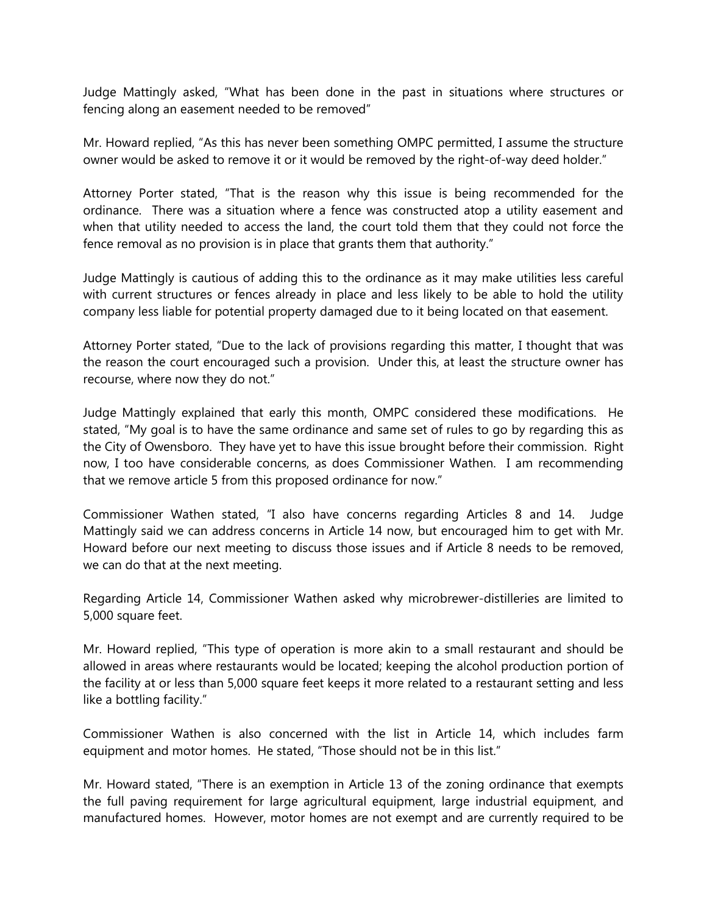Judge Mattingly asked, "What has been done in the past in situations where structures or fencing along an easement needed to be removed"

Mr. Howard replied, "As this has never been something OMPC permitted, I assume the structure owner would be asked to remove it or it would be removed by the right-of-way deed holder."

Attorney Porter stated, "That is the reason why this issue is being recommended for the ordinance. There was a situation where a fence was constructed atop a utility easement and when that utility needed to access the land, the court told them that they could not force the fence removal as no provision is in place that grants them that authority."

Judge Mattingly is cautious of adding this to the ordinance as it may make utilities less careful with current structures or fences already in place and less likely to be able to hold the utility company less liable for potential property damaged due to it being located on that easement.

Attorney Porter stated, "Due to the lack of provisions regarding this matter, I thought that was the reason the court encouraged such a provision. Under this, at least the structure owner has recourse, where now they do not."

Judge Mattingly explained that early this month, OMPC considered these modifications. He stated, "My goal is to have the same ordinance and same set of rules to go by regarding this as the City of Owensboro. They have yet to have this issue brought before their commission. Right now, I too have considerable concerns, as does Commissioner Wathen. I am recommending that we remove article 5 from this proposed ordinance for now."

Commissioner Wathen stated, "I also have concerns regarding Articles 8 and 14. Judge Mattingly said we can address concerns in Article 14 now, but encouraged him to get with Mr. Howard before our next meeting to discuss those issues and if Article 8 needs to be removed, we can do that at the next meeting.

Regarding Article 14, Commissioner Wathen asked why microbrewer-distilleries are limited to 5,000 square feet.

Mr. Howard replied, "This type of operation is more akin to a small restaurant and should be allowed in areas where restaurants would be located; keeping the alcohol production portion of the facility at or less than 5,000 square feet keeps it more related to a restaurant setting and less like a bottling facility."

Commissioner Wathen is also concerned with the list in Article 14, which includes farm equipment and motor homes. He stated, "Those should not be in this list."

Mr. Howard stated, "There is an exemption in Article 13 of the zoning ordinance that exempts the full paving requirement for large agricultural equipment, large industrial equipment, and manufactured homes. However, motor homes are not exempt and are currently required to be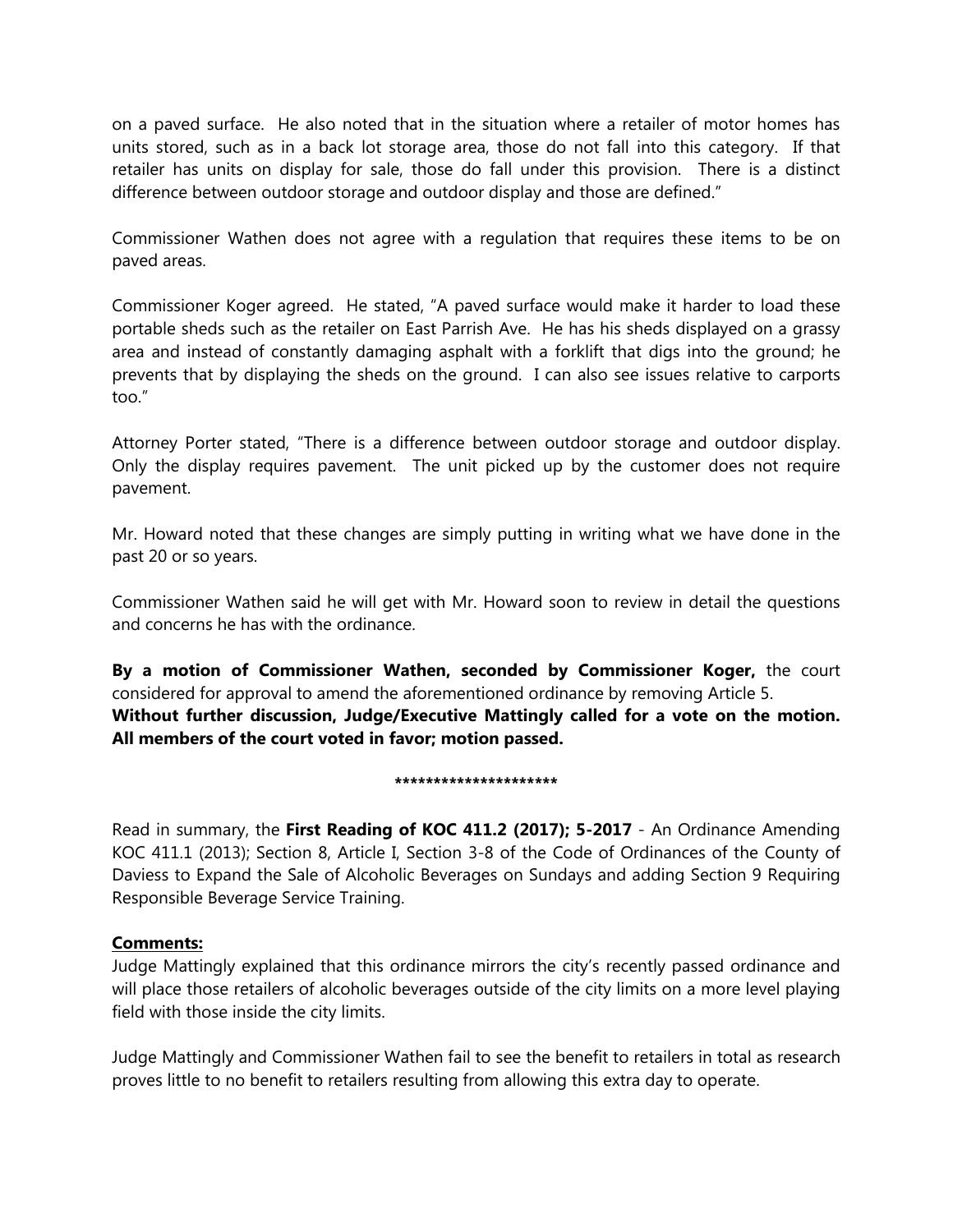on a paved surface. He also noted that in the situation where a retailer of motor homes has units stored, such as in a back lot storage area, those do not fall into this category. If that retailer has units on display for sale, those do fall under this provision. There is a distinct difference between outdoor storage and outdoor display and those are defined."

Commissioner Wathen does not agree with a regulation that requires these items to be on paved areas.

Commissioner Koger agreed. He stated, "A paved surface would make it harder to load these portable sheds such as the retailer on East Parrish Ave. He has his sheds displayed on a grassy area and instead of constantly damaging asphalt with a forklift that digs into the ground; he prevents that by displaying the sheds on the ground. I can also see issues relative to carports too."

Attorney Porter stated, "There is a difference between outdoor storage and outdoor display. Only the display requires pavement. The unit picked up by the customer does not require pavement.

Mr. Howard noted that these changes are simply putting in writing what we have done in the past 20 or so years.

Commissioner Wathen said he will get with Mr. Howard soon to review in detail the questions and concerns he has with the ordinance.

**By a motion of Commissioner Wathen, seconded by Commissioner Koger,** the court considered for approval to amend the aforementioned ordinance by removing Article 5.
**Without further discussion, Judge/Executive Mattingly called for a vote on the motion. All members of the court voted in favor; motion passed.**

*********************

Read in summary, the **First Reading of KOC 411.2 (2017); 5-2017** - An Ordinance Amending KOC 411.1 (2013); Section 8, Article I, Section 3-8 of the Code of Ordinances of the County of Daviess to Expand the Sale of Alcoholic Beverages on Sundays and adding Section 9 Requiring Responsible Beverage Service Training.

**Comments:**

Judge Mattingly explained that this ordinance mirrors the city's recently passed ordinance and will place those retailers of alcoholic beverages outside of the city limits on a more level playing field with those inside the city limits.

Judge Mattingly and Commissioner Wathen fail to see the benefit to retailers in total as research proves little to no benefit to retailers resulting from allowing this extra day to operate.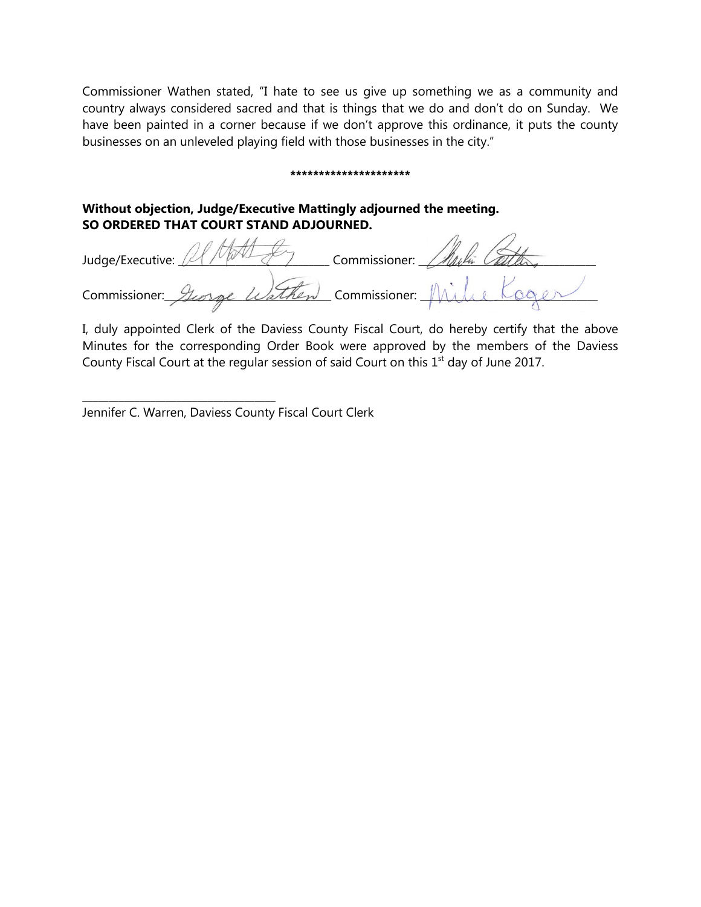Commissioner Wathen stated, "I hate to see us give up something we as a community and country always considered sacred and that is things that we do and don't do on Sunday. We have been painted in a corner because if we don't approve this ordinance, it puts the county businesses on an unleveled playing field with those businesses in the city."

*********************

**Without objection, Judge/Executive Mattingly adjourned the meeting.**
**SO ORDERED THAT COURT STAND ADJOURNED.**

Judge/Executive: ______________________ Commissioner: ______________________

Commissioner: ______________________ Commissioner: ______________________

I, duly appointed Clerk of the Daviess County Fiscal Court, do hereby certify that the above Minutes for the corresponding Order Book were approved by the members of the Daviess County Fiscal Court at the regular session of said Court on this 1st day of June 2017.

______________________________________
Jennifer C. Warren, Daviess County Fiscal Court Clerk